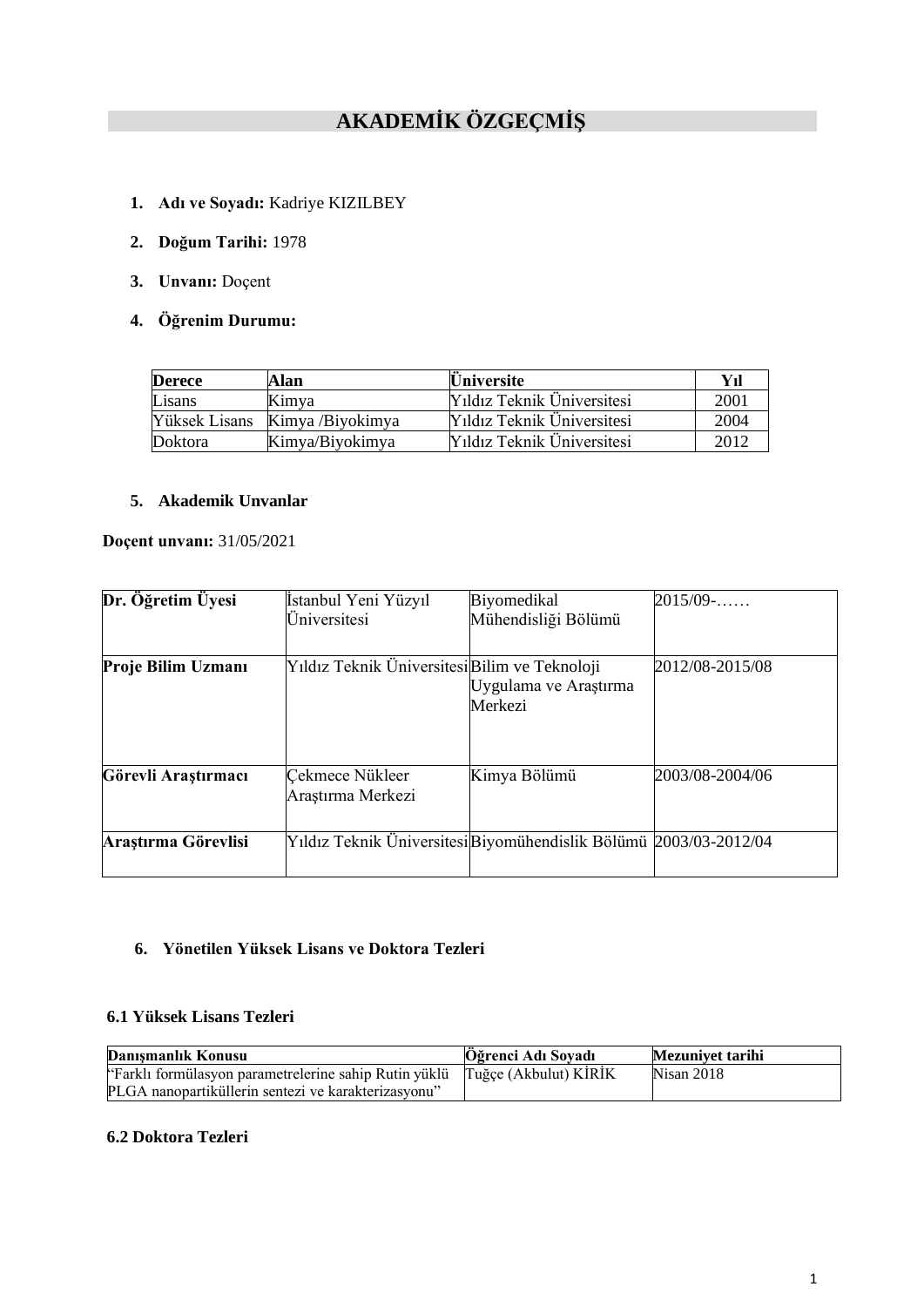# AKADEMİK ÖZGEÇMİŞ

1. **Adı ve Soyadı:** Kadriye KIZILBEY
2. **Doğum Tarihi:** 1978
3. **Unvanı:** Doçent
4. **Öğrenim Durumu:**

| Derece | Alan | Üniversite | Yıl |
|---|---|---|---|
| Lisans | Kimya | Yıldız Teknik Üniversitesi | 2001 |
| Yüksek Lisans | Kimya /Biyokimya | Yıldız Teknik Üniversitesi | 2004 |
| Doktora | Kimya/Biyokimya | Yıldız Teknik Üniversitesi | 2012 |

5. **Akademik Unvanlar**

**Doçent unvanı:** 31/05/2021

| | | | |
|---|---|---|---|
| **Dr. Öğretim Üyesi** | İstanbul Yeni Yüzyıl Üniversitesi | Biyomedikal Mühendisliği Bölümü | 2015/09-…… |
| **Proje Bilim Uzmanı** | Yıldız Teknik Üniversitesi | Bilim ve Teknoloji Uygulama ve Araştırma Merkezi | 2012/08-2015/08 |
| **Görevli Araştırmacı** | Çekmece Nükleer Araştırma Merkezi | Kimya Bölümü | 2003/08-2004/06 |
| **Araştırma Görevlisi** | Yıldız Teknik Üniversitesi | Biyomühendislik Bölümü | 2003/03-2012/04 |

6. **Yönetilen Yüksek Lisans ve Doktora Tezleri**

**6.1 Yüksek Lisans Tezleri**

| Danışmanlık Konusu | Öğrenci Adı Soyadı | Mezuniyet tarihi |
|---|---|---|
| "Farklı formülasyon parametrelerine sahip Rutin yüklü PLGA nanopartiküllerin sentezi ve karakterizasyonu" | Tuğçe (Akbulut) KİRİK | Nisan 2018 |

**6.2 Doktora Tezleri**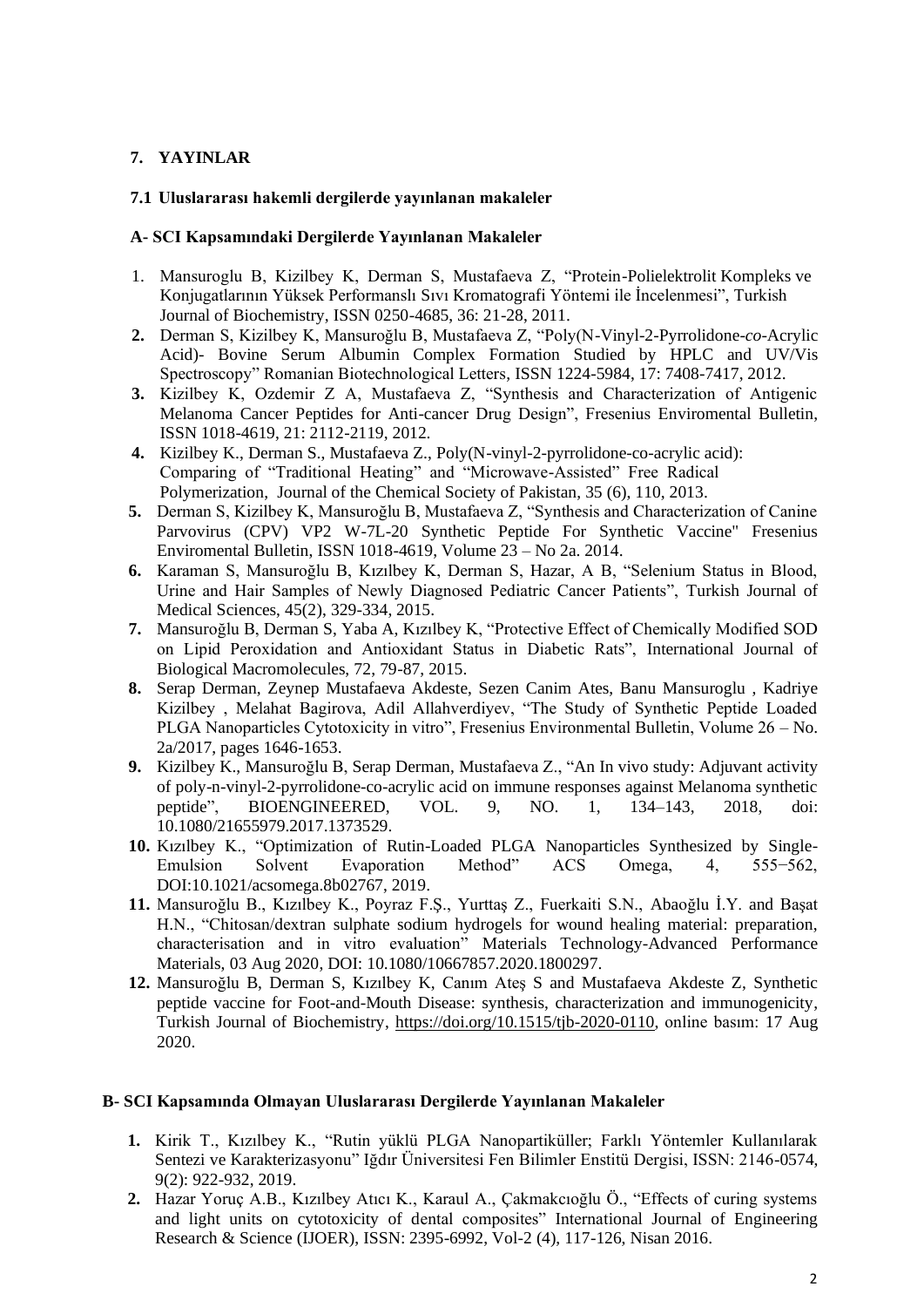## 7. YAYINLAR

### 7.1 Uluslararası hakemli dergilerde yayınlanan makaleler

#### A- SCI Kapsamındaki Dergilerde Yayınlanan Makaleler

1. Mansuroglu B, Kizilbey K, Derman S, Mustafaeva Z, "Protein-Polielektrolit Kompleks ve Konjugatlarının Yüksek Performanslı Sıvı Kromatografi Yöntemi ile İncelenmesi", Turkish Journal of Biochemistry, ISSN 0250-4685, 36: 21-28, 2011.
2. Derman S, Kizilbey K, Mansuroğlu B, Mustafaeva Z, "Poly(N-Vinyl-2-Pyrrolidone-*co*-Acrylic Acid)- Bovine Serum Albumin Complex Formation Studied by HPLC and UV/Vis Spectroscopy" Romanian Biotechnological Letters, ISSN 1224-5984, 17: 7408-7417, 2012.
3. Kizilbey K, Ozdemir Z A, Mustafaeva Z, "Synthesis and Characterization of Antigenic Melanoma Cancer Peptides for Anti-cancer Drug Design", Fresenius Enviromental Bulletin, ISSN 1018-4619, 21: 2112-2119, 2012.
4. Kizilbey K., Derman S., Mustafaeva Z., Poly(N-vinyl-2-pyrrolidone-co-acrylic acid): Comparing of "Traditional Heating" and "Microwave-Assisted" Free Radical Polymerization, Journal of the Chemical Society of Pakistan, 35 (6), 110, 2013.
5. Derman S, Kizilbey K, Mansuroğlu B, Mustafaeva Z, "Synthesis and Characterization of Canine Parvovirus (CPV) VP2 W-7L-20 Synthetic Peptide For Synthetic Vaccine" Fresenius Enviromental Bulletin, ISSN 1018-4619, Volume 23 – No 2a. 2014.
6. Karaman S, Mansuroğlu B, Kızılbey K, Derman S, Hazar, A B, "Selenium Status in Blood, Urine and Hair Samples of Newly Diagnosed Pediatric Cancer Patients", Turkish Journal of Medical Sciences, 45(2), 329-334, 2015.
7. Mansuroğlu B, Derman S, Yaba A, Kızılbey K, "Protective Effect of Chemically Modified SOD on Lipid Peroxidation and Antioxidant Status in Diabetic Rats", International Journal of Biological Macromolecules, 72, 79-87, 2015.
8. Serap Derman, Zeynep Mustafaeva Akdeste, Sezen Canim Ates, Banu Mansuroglu , Kadriye Kizilbey , Melahat Bagirova, Adil Allahverdiyev, "The Study of Synthetic Peptide Loaded PLGA Nanoparticles Cytotoxicity in vitro", Fresenius Environmental Bulletin, Volume 26 – No. 2a/2017, pages 1646-1653.
9. Kizilbey K., Mansuroğlu B, Serap Derman, Mustafaeva Z., "An In vivo study: Adjuvant activity of poly-n-vinyl-2-pyrrolidone-co-acrylic acid on immune responses against Melanoma synthetic peptide", BIOENGINEERED, VOL. 9, NO. 1, 134–143, 2018, doi: 10.1080/21655979.2017.1373529.
10. Kızılbey K., "Optimization of Rutin-Loaded PLGA Nanoparticles Synthesized by Single-Emulsion Solvent Evaporation Method" ACS Omega, 4, 555−562, DOI:10.1021/acsomega.8b02767, 2019.
11. Mansuroğlu B., Kızılbey K., Poyraz F.Ş., Yurttaş Z., Fuerkaiti S.N., Abaoğlu İ.Y. and Başat H.N., "Chitosan/dextran sulphate sodium hydrogels for wound healing material: preparation, characterisation and in vitro evaluation" Materials Technology-Advanced Performance Materials, 03 Aug 2020, DOI: 10.1080/10667857.2020.1800297.
12. Mansuroğlu B, Derman S, Kızılbey K, Canım Ateş S and Mustafaeva Akdeste Z, Synthetic peptide vaccine for Foot-and-Mouth Disease: synthesis, characterization and immunogenicity, Turkish Journal of Biochemistry, https://doi.org/10.1515/tjb-2020-0110, online basım: 17 Aug 2020.

#### B- SCI Kapsamında Olmayan Uluslararası Dergilerde Yayınlanan Makaleler

1. Kirik T., Kızılbey K., "Rutin yüklü PLGA Nanopartiküller; Farklı Yöntemler Kullanılarak Sentezi ve Karakterizasyonu" Iğdır Üniversitesi Fen Bilimler Enstitü Dergisi, ISSN: 2146-0574, 9(2): 922-932, 2019.
2. Hazar Yoruç A.B., Kızılbey Atıcı K., Karaul A., Çakmakcıoğlu Ö., "Effects of curing systems and light units on cytotoxicity of dental composites" International Journal of Engineering Research & Science (IJOER), ISSN: 2395-6992, Vol-2 (4), 117-126, Nisan 2016.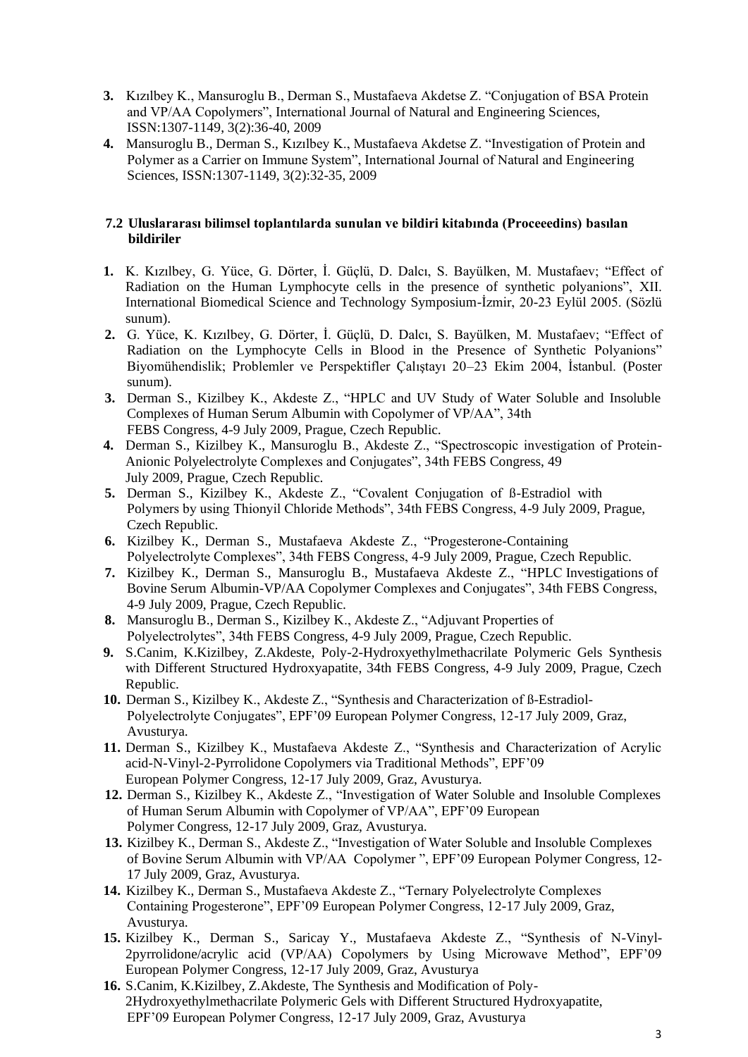3. Kızılbey K., Mansuroglu B., Derman S., Mustafaeva Akdetse Z. "Conjugation of BSA Protein and VP/AA Copolymers", International Journal of Natural and Engineering Sciences, ISSN:1307-1149, 3(2):36-40, 2009
4. Mansuroglu B., Derman S., Kızılbey K., Mustafaeva Akdetse Z. "Investigation of Protein and Polymer as a Carrier on Immune System", International Journal of Natural and Engineering Sciences, ISSN:1307-1149, 3(2):32-35, 2009

### 7.2 Uluslararası bilimsel toplantılarda sunulan ve bildiri kitabında (Proceeedins) basılan bildiriler

1. K. Kızılbey, G. Yüce, G. Dörter, İ. Güçlü, D. Dalcı, S. Bayülken, M. Mustafaev; "Effect of Radiation on the Human Lymphocyte cells in the presence of synthetic polyanions", XII. International Biomedical Science and Technology Symposium-İzmir, 20-23 Eylül 2005. (Sözlü sunum).
2. G. Yüce, K. Kızılbey, G. Dörter, İ. Güçlü, D. Dalcı, S. Bayülken, M. Mustafaev; "Effect of Radiation on the Lymphocyte Cells in Blood in the Presence of Synthetic Polyanions" Biyomühendislik; Problemler ve Perspektifler Çalıştayı 20–23 Ekim 2004, İstanbul. (Poster sunum).
3. Derman S., Kizilbey K., Akdeste Z., "HPLC and UV Study of Water Soluble and Insoluble Complexes of Human Serum Albumin with Copolymer of VP/AA", 34th FEBS Congress, 4-9 July 2009, Prague, Czech Republic.
4. Derman S., Kizilbey K., Mansuroglu B., Akdeste Z., "Spectroscopic investigation of Protein-Anionic Polyelectrolyte Complexes and Conjugates", 34th FEBS Congress, 49 July 2009, Prague, Czech Republic.
5. Derman S., Kizilbey K., Akdeste Z., "Covalent Conjugation of ß-Estradiol with Polymers by using Thionyil Chloride Methods", 34th FEBS Congress, 4-9 July 2009, Prague, Czech Republic.
6. Kizilbey K., Derman S., Mustafaeva Akdeste Z., "Progesterone-Containing Polyelectrolyte Complexes", 34th FEBS Congress, 4-9 July 2009, Prague, Czech Republic.
7. Kizilbey K., Derman S., Mansuroglu B., Mustafaeva Akdeste Z., "HPLC Investigations of Bovine Serum Albumin-VP/AA Copolymer Complexes and Conjugates", 34th FEBS Congress, 4-9 July 2009, Prague, Czech Republic.
8. Mansuroglu B., Derman S., Kizilbey K., Akdeste Z., "Adjuvant Properties of Polyelectrolytes", 34th FEBS Congress, 4-9 July 2009, Prague, Czech Republic.
9. S.Canim, K.Kizilbey, Z.Akdeste, Poly-2-Hydroxyethylmethacrilate Polymeric Gels Synthesis with Different Structured Hydroxyapatite, 34th FEBS Congress, 4-9 July 2009, Prague, Czech Republic.
10. Derman S., Kizilbey K., Akdeste Z., "Synthesis and Characterization of ß-Estradiol-Polyelectrolyte Conjugates", EPF'09 European Polymer Congress, 12-17 July 2009, Graz, Avusturya.
11. Derman S., Kizilbey K., Mustafaeva Akdeste Z., "Synthesis and Characterization of Acrylic acid-N-Vinyl-2-Pyrrolidone Copolymers via Traditional Methods", EPF'09 European Polymer Congress, 12-17 July 2009, Graz, Avusturya.
12. Derman S., Kizilbey K., Akdeste Z., "Investigation of Water Soluble and Insoluble Complexes of Human Serum Albumin with Copolymer of VP/AA", EPF'09 European Polymer Congress, 12-17 July 2009, Graz, Avusturya.
13. Kizilbey K., Derman S., Akdeste Z., "Investigation of Water Soluble and Insoluble Complexes of Bovine Serum Albumin with VP/AA Copolymer ", EPF'09 European Polymer Congress, 12-17 July 2009, Graz, Avusturya.
14. Kizilbey K., Derman S., Mustafaeva Akdeste Z., "Ternary Polyelectrolyte Complexes Containing Progesterone", EPF'09 European Polymer Congress, 12-17 July 2009, Graz, Avusturya.
15. Kizilbey K., Derman S., Saricay Y., Mustafaeva Akdeste Z., "Synthesis of N-Vinyl-2pyrrolidone/acrylic acid (VP/AA) Copolymers by Using Microwave Method", EPF'09 European Polymer Congress, 12-17 July 2009, Graz, Avusturya
16. S.Canim, K.Kizilbey, Z.Akdeste, The Synthesis and Modification of Poly-2Hydroxyethylmethacrilate Polymeric Gels with Different Structured Hydroxyapatite, EPF'09 European Polymer Congress, 12-17 July 2009, Graz, Avusturya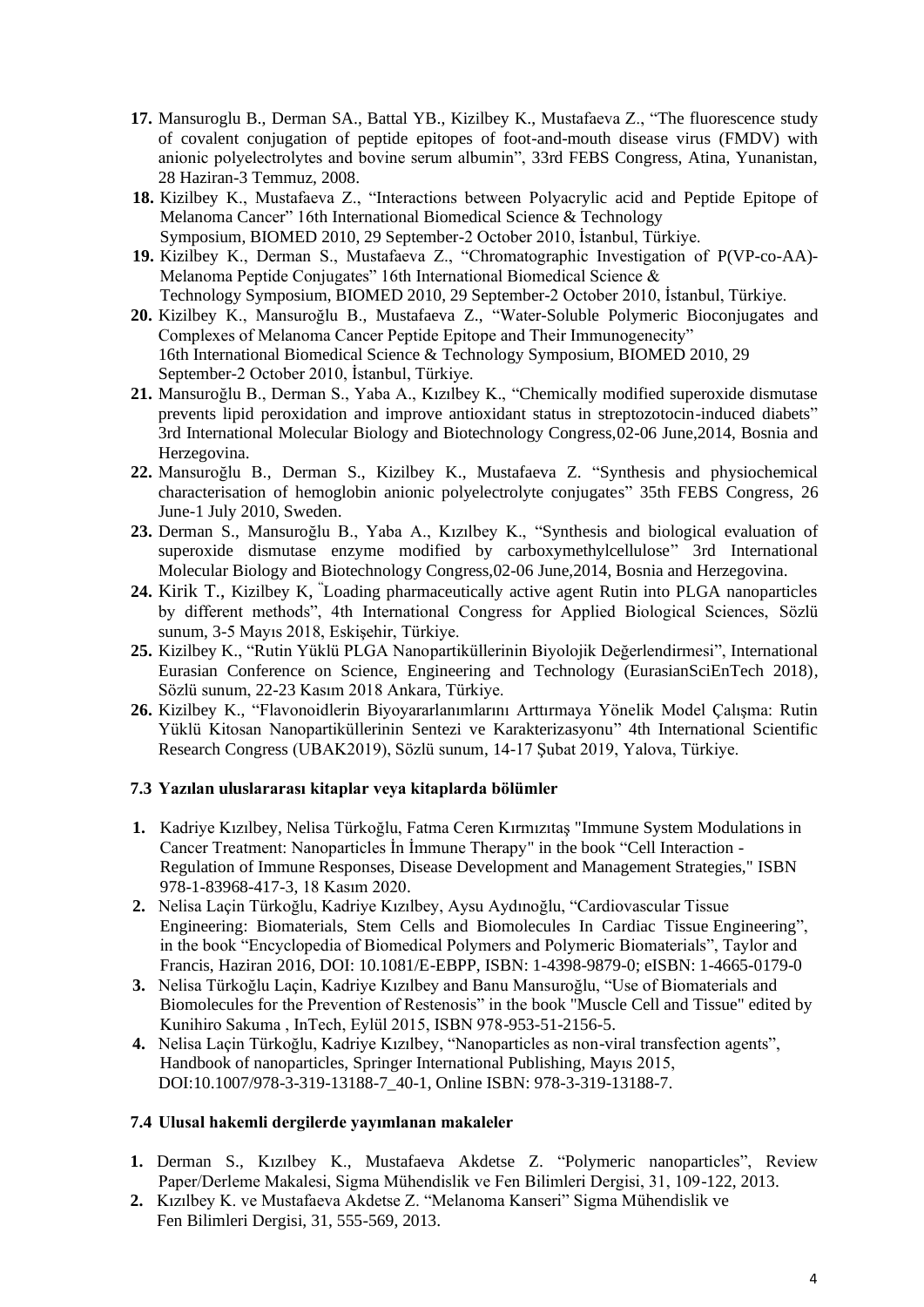17. Mansuroglu B., Derman SA., Battal YB., Kizilbey K., Mustafaeva Z., "The fluorescence study of covalent conjugation of peptide epitopes of foot-and-mouth disease virus (FMDV) with anionic polyelectrolytes and bovine serum albumin", 33rd FEBS Congress, Atina, Yunanistan, 28 Haziran-3 Temmuz, 2008.
18. Kizilbey K., Mustafaeva Z., "Interactions between Polyacrylic acid and Peptide Epitope of Melanoma Cancer" 16th International Biomedical Science & Technology Symposium, BIOMED 2010, 29 September-2 October 2010, İstanbul, Türkiye.
19. Kizilbey K., Derman S., Mustafaeva Z., "Chromatographic Investigation of P(VP-co-AA)-Melanoma Peptide Conjugates" 16th International Biomedical Science & Technology Symposium, BIOMED 2010, 29 September-2 October 2010, İstanbul, Türkiye.
20. Kizilbey K., Mansuroğlu B., Mustafaeva Z., "Water-Soluble Polymeric Bioconjugates and Complexes of Melanoma Cancer Peptide Epitope and Their Immunogenecity" 16th International Biomedical Science & Technology Symposium, BIOMED 2010, 29 September-2 October 2010, İstanbul, Türkiye.
21. Mansuroğlu B., Derman S., Yaba A., Kızılbey K., "Chemically modified superoxide dismutase prevents lipid peroxidation and improve antioxidant status in streptozotocin-induced diabets" 3rd International Molecular Biology and Biotechnology Congress,02-06 June,2014, Bosnia and Herzegovina.
22. Mansuroğlu B., Derman S., Kizilbey K., Mustafaeva Z. "Synthesis and physiochemical characterisation of hemoglobin anionic polyelectrolyte conjugates" 35th FEBS Congress, 26 June-1 July 2010, Sweden.
23. Derman S., Mansuroğlu B., Yaba A., Kızılbey K., "Synthesis and biological evaluation of superoxide dismutase enzyme modified by carboxymethylcellulose" 3rd International Molecular Biology and Biotechnology Congress,02-06 June,2014, Bosnia and Herzegovina.
24. Kirik T., Kizilbey K, "Loading pharmaceutically active agent Rutin into PLGA nanoparticles by different methods", 4th International Congress for Applied Biological Sciences, Sözlü sunum, 3-5 Mayıs 2018, Eskişehir, Türkiye.
25. Kizilbey K., "Rutin Yüklü PLGA Nanopartiküllerinin Biyolojik Değerlendirmesi", International Eurasian Conference on Science, Engineering and Technology (EurasianSciEnTech 2018), Sözlü sunum, 22-23 Kasım 2018 Ankara, Türkiye.
26. Kizilbey K., "Flavonoidlerin Biyoyararlanımlarını Arttırmaya Yönelik Model Çalışma: Rutin Yüklü Kitosan Nanopartiküllerinin Sentezi ve Karakterizasyonu" 4th International Scientific Research Congress (UBAK2019), Sözlü sunum, 14-17 Şubat 2019, Yalova, Türkiye.

### 7.3 Yazılan uluslararası kitaplar veya kitaplarda bölümler

1. Kadriye Kızılbey, Nelisa Türkoğlu, Fatma Ceren Kırmızıtaş "Immune System Modulations in Cancer Treatment: Nanoparticles İn İmmune Therapy" in the book "Cell Interaction - Regulation of Immune Responses, Disease Development and Management Strategies," ISBN 978-1-83968-417-3, 18 Kasım 2020.
2. Nelisa Laçin Türkoğlu, Kadriye Kızılbey, Aysu Aydınoğlu, "Cardiovascular Tissue Engineering: Biomaterials, Stem Cells and Biomolecules In Cardiac Tissue Engineering", in the book "Encyclopedia of Biomedical Polymers and Polymeric Biomaterials", Taylor and Francis, Haziran 2016, DOI: 10.1081/E-EBPP, ISBN: 1-4398-9879-0; eISBN: 1-4665-0179-0
3. Nelisa Türkoğlu Laçin, Kadriye Kızılbey and Banu Mansuroğlu, "Use of Biomaterials and Biomolecules for the Prevention of Restenosis" in the book "Muscle Cell and Tissue" edited by Kunihiro Sakuma , InTech, Eylül 2015, ISBN 978-953-51-2156-5.
4. Nelisa Laçin Türkoğlu, Kadriye Kızılbey, "Nanoparticles as non-viral transfection agents", Handbook of nanoparticles, Springer International Publishing, Mayıs 2015, DOI:10.1007/978-3-319-13188-7_40-1, Online ISBN: 978-3-319-13188-7.

### 7.4 Ulusal hakemli dergilerde yayımlanan makaleler

1. Derman S., Kızılbey K., Mustafaeva Akdetse Z. "Polymeric nanoparticles", Review Paper/Derleme Makalesi, Sigma Mühendislik ve Fen Bilimleri Dergisi, 31, 109-122, 2013.
2. Kızılbey K. ve Mustafaeva Akdetse Z. "Melanoma Kanseri" Sigma Mühendislik ve Fen Bilimleri Dergisi, 31, 555-569, 2013.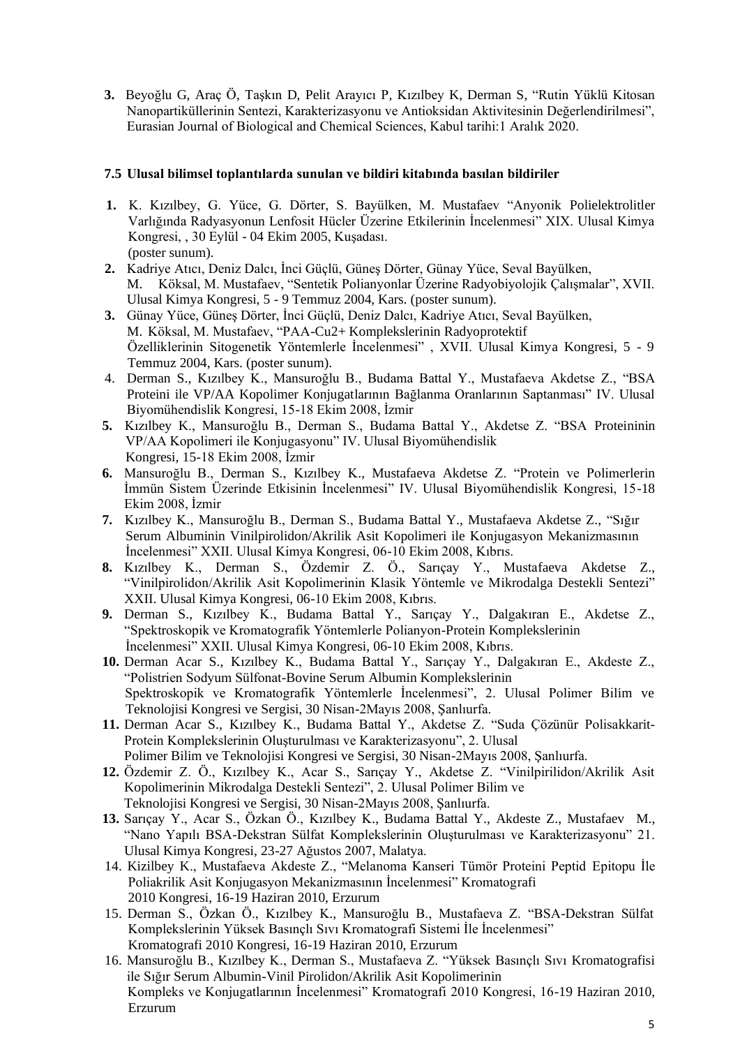3. Beyoğlu G, Araç Ö, Taşkın D, Pelit Arayıcı P, Kızılbey K, Derman S, "Rutin Yüklü Kitosan Nanopartiküllerinin Sentezi, Karakterizasyonu ve Antioksidan Aktivitesinin Değerlendirilmesi", Eurasian Journal of Biological and Chemical Sciences, Kabul tarihi:1 Aralık 2020.

### 7.5 Ulusal bilimsel toplantılarda sunulan ve bildiri kitabında basılan bildiriler

1. K. Kızılbey, G. Yüce, G. Dörter, S. Bayülken, M. Mustafaev "Anyonik Polielektrolitler Varlığında Radyasyonun Lenfosit Hücler Üzerine Etkilerinin İncelenmesi" XIX. Ulusal Kimya Kongresi, , 30 Eylül - 04 Ekim 2005, Kuşadası. (poster sunum).
2. Kadriye Atıcı, Deniz Dalcı, İnci Güçlü, Güneş Dörter, Günay Yüce, Seval Bayülken, M. Köksal, M. Mustafaev, "Sentetik Polianyonlar Üzerine Radyobiyolojik Çalışmalar", XVII. Ulusal Kimya Kongresi, 5 - 9 Temmuz 2004, Kars. (poster sunum).
3. Günay Yüce, Güneş Dörter, İnci Güçlü, Deniz Dalcı, Kadriye Atıcı, Seval Bayülken, M. Köksal, M. Mustafaev, "PAA-Cu2+ Komplekslerinin Radyoprotektif Özelliklerinin Sitogenetik Yöntemlerle İncelenmesi" , XVII. Ulusal Kimya Kongresi, 5 - 9 Temmuz 2004, Kars. (poster sunum).
4. Derman S., Kızılbey K., Mansuroğlu B., Budama Battal Y., Mustafaeva Akdetse Z., "BSA Proteini ile VP/AA Kopolimer Konjugatlarının Bağlanma Oranlarının Saptanması" IV. Ulusal Biyomühendislik Kongresi, 15-18 Ekim 2008, İzmir
5. Kızılbey K., Mansuroğlu B., Derman S., Budama Battal Y., Akdetse Z. "BSA Proteininin VP/AA Kopolimeri ile Konjugasyonu" IV. Ulusal Biyomühendislik Kongresi, 15-18 Ekim 2008, İzmir
6. Mansuroğlu B., Derman S., Kızılbey K., Mustafaeva Akdetse Z. "Protein ve Polimerlerin İmmün Sistem Üzerinde Etkisinin İncelenmesi" IV. Ulusal Biyomühendislik Kongresi, 15-18 Ekim 2008, İzmir
7. Kızılbey K., Mansuroğlu B., Derman S., Budama Battal Y., Mustafaeva Akdetse Z., "Sığır Serum Albuminin Vinilpirolidon/Akrilik Asit Kopolimeri ile Konjugasyon Mekanizmasının İncelenmesi" XXII. Ulusal Kimya Kongresi, 06-10 Ekim 2008, Kıbrıs.
8. Kızılbey K., Derman S., Özdemir Z. Ö., Sarıçay Y., Mustafaeva Akdetse Z., "Vinilpirolidon/Akrilik Asit Kopolimerinin Klasik Yöntemle ve Mikrodalga Destekli Sentezi" XXII. Ulusal Kimya Kongresi, 06-10 Ekim 2008, Kıbrıs.
9. Derman S., Kızılbey K., Budama Battal Y., Sarıçay Y., Dalgakıran E., Akdetse Z., "Spektroskopik ve Kromatografik Yöntemlerle Polianyon-Protein Komplekslerinin İncelenmesi" XXII. Ulusal Kimya Kongresi, 06-10 Ekim 2008, Kıbrıs.
10. Derman Acar S., Kızılbey K., Budama Battal Y., Sarıçay Y., Dalgakıran E., Akdeste Z., "Polistrien Sodyum Sülfonat-Bovine Serum Albumin Komplekslerinin Spektroskopik ve Kromatografik Yöntemlerle İncelenmesi", 2. Ulusal Polimer Bilim ve Teknolojisi Kongresi ve Sergisi, 30 Nisan-2Mayıs 2008, Şanlıurfa.
11. Derman Acar S., Kızılbey K., Budama Battal Y., Akdetse Z. "Suda Çözünür Polisakkarit-Protein Komplekslerinin Oluşturulması ve Karakterizasyonu", 2. Ulusal Polimer Bilim ve Teknolojisi Kongresi ve Sergisi, 30 Nisan-2Mayıs 2008, Şanlıurfa.
12. Özdemir Z. Ö., Kızılbey K., Acar S., Sarıçay Y., Akdetse Z. "Vinilpirilidon/Akrilik Asit Kopolimerinin Mikrodalga Destekli Sentezi", 2. Ulusal Polimer Bilim ve Teknolojisi Kongresi ve Sergisi, 30 Nisan-2Mayıs 2008, Şanlıurfa.
13. Sarıçay Y., Acar S., Özkan Ö., Kızılbey K., Budama Battal Y., Akdeste Z., Mustafaev M., "Nano Yapılı BSA-Dekstran Sülfat Komplekslerinin Oluşturulması ve Karakterizasyonu" 21. Ulusal Kimya Kongresi, 23-27 Ağustos 2007, Malatya.
14. Kizilbey K., Mustafaeva Akdeste Z., "Melanoma Kanseri Tümör Proteini Peptid Epitopu İle Poliakrilik Asit Konjugasyon Mekanizmasının İncelenmesi" Kromatografi 2010 Kongresi, 16-19 Haziran 2010, Erzurum
15. Derman S., Özkan Ö., Kızılbey K., Mansuroğlu B., Mustafaeva Z. "BSA-Dekstran Sülfat Komplekslerinin Yüksek Basınçlı Sıvı Kromatografi Sistemi İle İncelenmesi" Kromatografi 2010 Kongresi, 16-19 Haziran 2010, Erzurum
16. Mansuroğlu B., Kızılbey K., Derman S., Mustafaeva Z. "Yüksek Basınçlı Sıvı Kromatografisi ile Sığır Serum Albumin-Vinil Pirolidon/Akrilik Asit Kopolimerinin Kompleks ve Konjugatlarının İncelenmesi" Kromatografi 2010 Kongresi, 16-19 Haziran 2010, Erzurum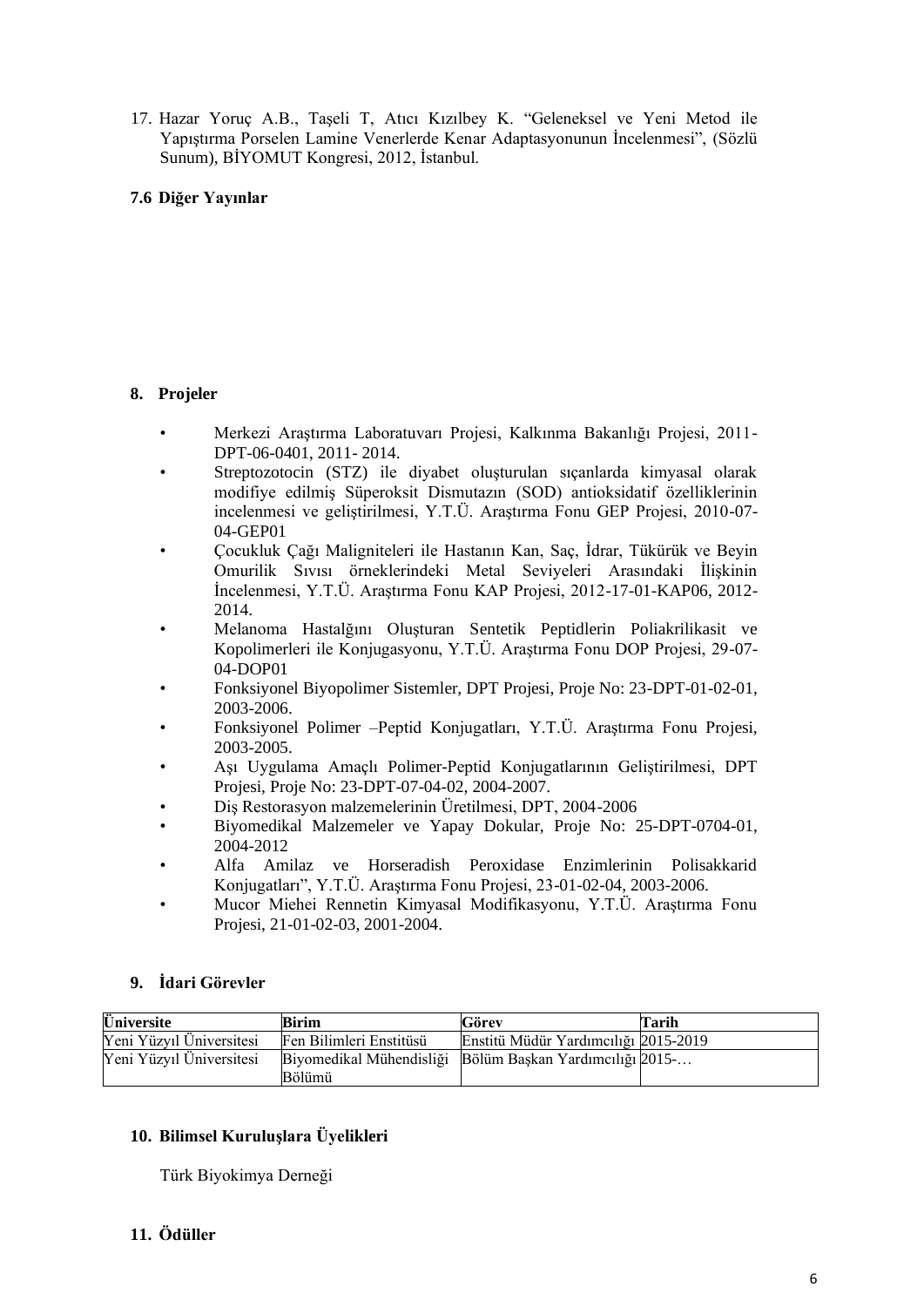17. Hazar Yoruç A.B., Taşeli T, Atıcı Kızılbey K. "Geleneksel ve Yeni Metod ile Yapıştırma Porselen Lamine Venerlerde Kenar Adaptasyonunun İncelenmesi", (Sözlü Sunum), BİYOMUT Kongresi, 2012, İstanbul.

### 7.6 Diğer Yayınlar

## 8. Projeler

- Merkezi Araştırma Laboratuvarı Projesi, Kalkınma Bakanlığı Projesi, 2011-DPT-06-0401, 2011- 2014.
- Streptozotocin (STZ) ile diyabet oluşturulan sıçanlarda kimyasal olarak modifiye edilmiş Süperoksit Dismutazın (SOD) antioksidatif özelliklerinin incelenmesi ve geliştirilmesi, Y.T.Ü. Araştırma Fonu GEP Projesi, 2010-07-04-GEP01
- Çocukluk Çağı Maligniteleri ile Hastanın Kan, Saç, İdrar, Tükürük ve Beyin Omurilik Sıvısı örneklerindeki Metal Seviyeleri Arasındaki İlişkinin İncelenmesi, Y.T.Ü. Araştırma Fonu KAP Projesi, 2012-17-01-KAP06, 2012-2014.
- Melanoma Hastalğını Oluşturan Sentetik Peptidlerin Poliakrilikasit ve Kopolimerleri ile Konjugasyonu, Y.T.Ü. Araştırma Fonu DOP Projesi, 29-07-04-DOP01
- Fonksiyonel Biyopolimer Sistemler, DPT Projesi, Proje No: 23-DPT-01-02-01, 2003-2006.
- Fonksiyonel Polimer –Peptid Konjugatları, Y.T.Ü. Araştırma Fonu Projesi, 2003-2005.
- Aşı Uygulama Amaçlı Polimer-Peptid Konjugatlarının Geliştirilmesi, DPT Projesi, Proje No: 23-DPT-07-04-02, 2004-2007.
- Diş Restorasyon malzemelerinin Üretilmesi, DPT, 2004-2006
- Biyomedikal Malzemeler ve Yapay Dokular, Proje No: 25-DPT-0704-01, 2004-2012
- Alfa Amilaz ve Horseradish Peroxidase Enzimlerinin Polisakkarid Konjugatları", Y.T.Ü. Araştırma Fonu Projesi, 23-01-02-04, 2003-2006.
- Mucor Miehei Rennetin Kimyasal Modifikasyonu, Y.T.Ü. Araştırma Fonu Projesi, 21-01-02-03, 2001-2004.

## 9. İdari Görevler

| Üniversite | Birim | Görev | Tarih |
|---|---|---|---|
| Yeni Yüzyıl Üniversitesi | Fen Bilimleri Enstitüsü | Enstitü Müdür Yardımcılığı | 2015-2019 |
| Yeni Yüzyıl Üniversitesi | Biyomedikal Mühendisliği Bölümü | Bölüm Başkan Yardımcılığı | 2015-… |

## 10. Bilimsel Kuruluşlara Üyelikleri

Türk Biyokimya Derneği

## 11. Ödüller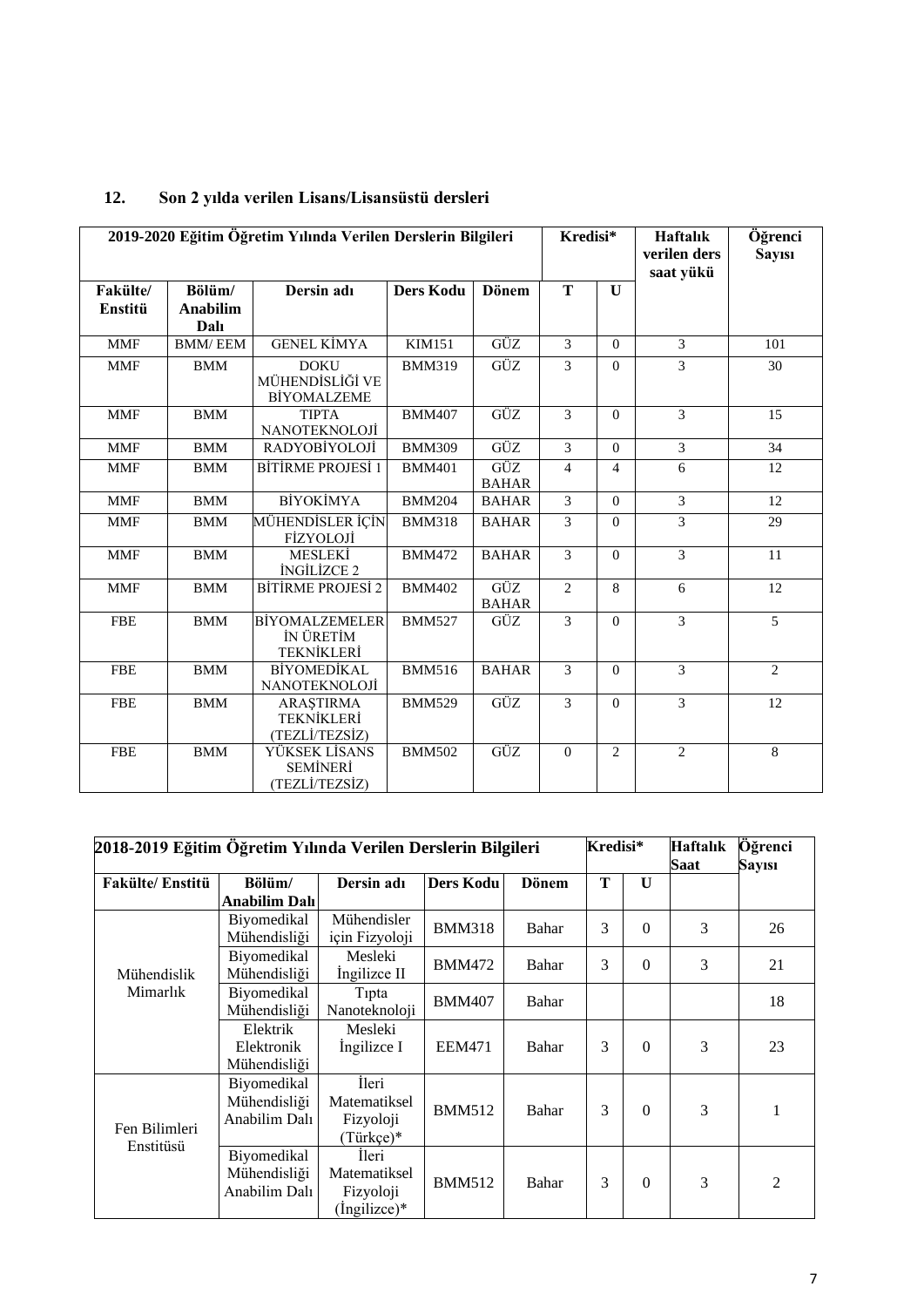## 12. Son 2 yılda verilen Lisans/Lisansüstü dersleri

| 2019-2020 Eğitim Öğretim Yılında Verilen Derslerin Bilgileri | | | | | Kredisi* | | Haftalık verilen ders saat yükü | Öğrenci Sayısı |
|---|---|---|---|---|---|---|---|---|
| Fakülte/ Enstitü | Bölüm/ Anabilim Dalı | Dersin adı | Ders Kodu | Dönem | T | U | | |
| MMF | BMM/ EEM | GENEL KİMYA | KIM151 | GÜZ | 3 | 0 | 3 | 101 |
| MMF | BMM | DOKU MÜHENDİSLİĞİ VE BİYOMALZEME | BMM319 | GÜZ | 3 | 0 | 3 | 30 |
| MMF | BMM | TIPTA NANOTEKNOLOJİ | BMM407 | GÜZ | 3 | 0 | 3 | 15 |
| MMF | BMM | RADYOBİYOLOJİ | BMM309 | GÜZ | 3 | 0 | 3 | 34 |
| MMF | BMM | BİTİRME PROJESİ 1 | BMM401 | GÜZ BAHAR | 4 | 4 | 6 | 12 |
| MMF | BMM | BİYOKİMYA | BMM204 | BAHAR | 3 | 0 | 3 | 12 |
| MMF | BMM | MÜHENDİSLER İÇİN FİZYOLOJİ | BMM318 | BAHAR | 3 | 0 | 3 | 29 |
| MMF | BMM | MESLEKİ İNGİLİZCE 2 | BMM472 | BAHAR | 3 | 0 | 3 | 11 |
| MMF | BMM | BİTİRME PROJESİ 2 | BMM402 | GÜZ BAHAR | 2 | 8 | 6 | 12 |
| FBE | BMM | BİYOMALZEMELER İN ÜRETİM TEKNİKLERİ | BMM527 | GÜZ | 3 | 0 | 3 | 5 |
| FBE | BMM | BİYOMEDİKAL NANOTEKNOLOJİ | BMM516 | BAHAR | 3 | 0 | 3 | 2 |
| FBE | BMM | ARAŞTIRMA TEKNİKLERİ (TEZLİ/TEZSİZ) | BMM529 | GÜZ | 3 | 0 | 3 | 12 |
| FBE | BMM | YÜKSEK LİSANS SEMİNERİ (TEZLİ/TEZSİZ) | BMM502 | GÜZ | 0 | 2 | 2 | 8 |

| 2018-2019 Eğitim Öğretim Yılında Verilen Derslerin Bilgileri | | | | | Kredisi* | | Haftalık Saat | Öğrenci Sayısı |
|---|---|---|---|---|---|---|---|---|
| Fakülte/ Enstitü | Bölüm/ Anabilim Dalı | Dersin adı | Ders Kodu | Dönem | T | U | | |
| Mühendislik Mimarlık | Biyomedikal Mühendisliği | Mühendisler için Fizyoloji | BMM318 | Bahar | 3 | 0 | 3 | 26 |
| | Biyomedikal Mühendisliği | Mesleki İngilizce II | BMM472 | Bahar | 3 | 0 | 3 | 21 |
| | Biyomedikal Mühendisliği | Tıpta Nanoteknoloji | BMM407 | Bahar | | | | 18 |
| | Elektrik Elektronik Mühendisliği | Mesleki İngilizce I | EEM471 | Bahar | 3 | 0 | 3 | 23 |
| Fen Bilimleri Enstitüsü | Biyomedikal Mühendisliği Anabilim Dalı | İleri Matematiksel Fizyoloji (Türkçe)* | BMM512 | Bahar | 3 | 0 | 3 | 1 |
| | Biyomedikal Mühendisliği Anabilim Dalı | İleri Matematiksel Fizyoloji (İngilizce)* | BMM512 | Bahar | 3 | 0 | 3 | 2 |